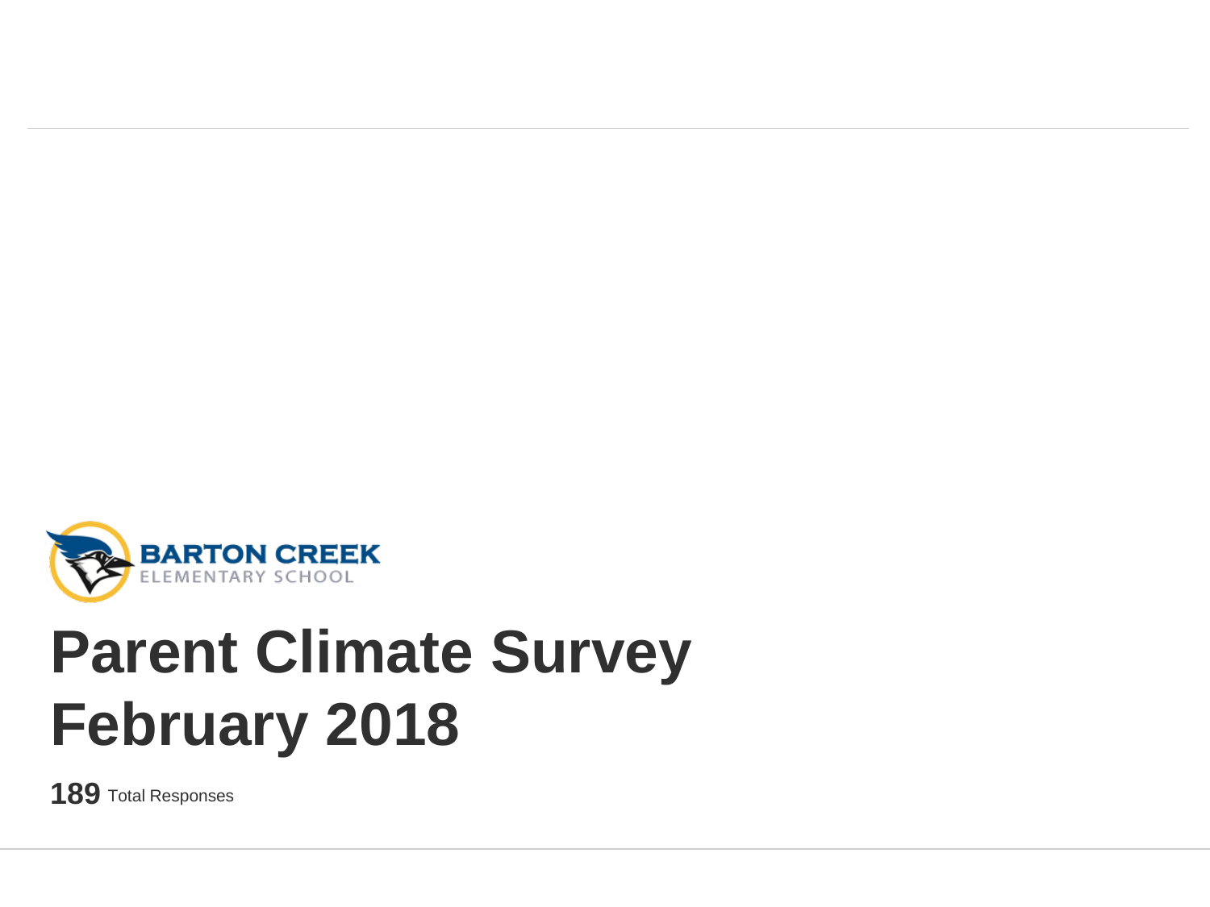BARTON CREEK
ELEMENTARY SCHOOL

# Parent Climate Survey February 2018

**189** Total Responses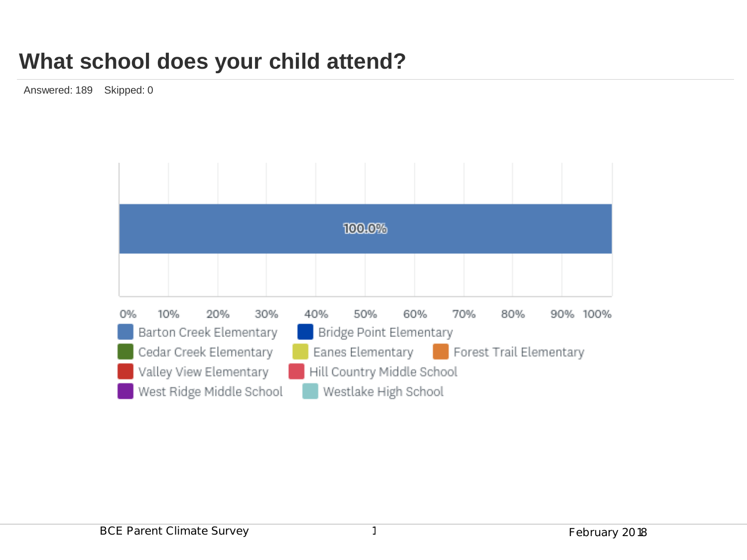# What school does your child attend?

Answered: 189    Skipped: 0

| School | Percentage |
| --- | --- |
| Barton Creek Elementary | 100.0% |

Legend: Barton Creek Elementary, Bridge Point Elementary, Cedar Creek Elementary, Eanes Elementary, Forest Trail Elementary, Valley View Elementary, Hill Country Middle School, West Ridge Middle School, Westlake High School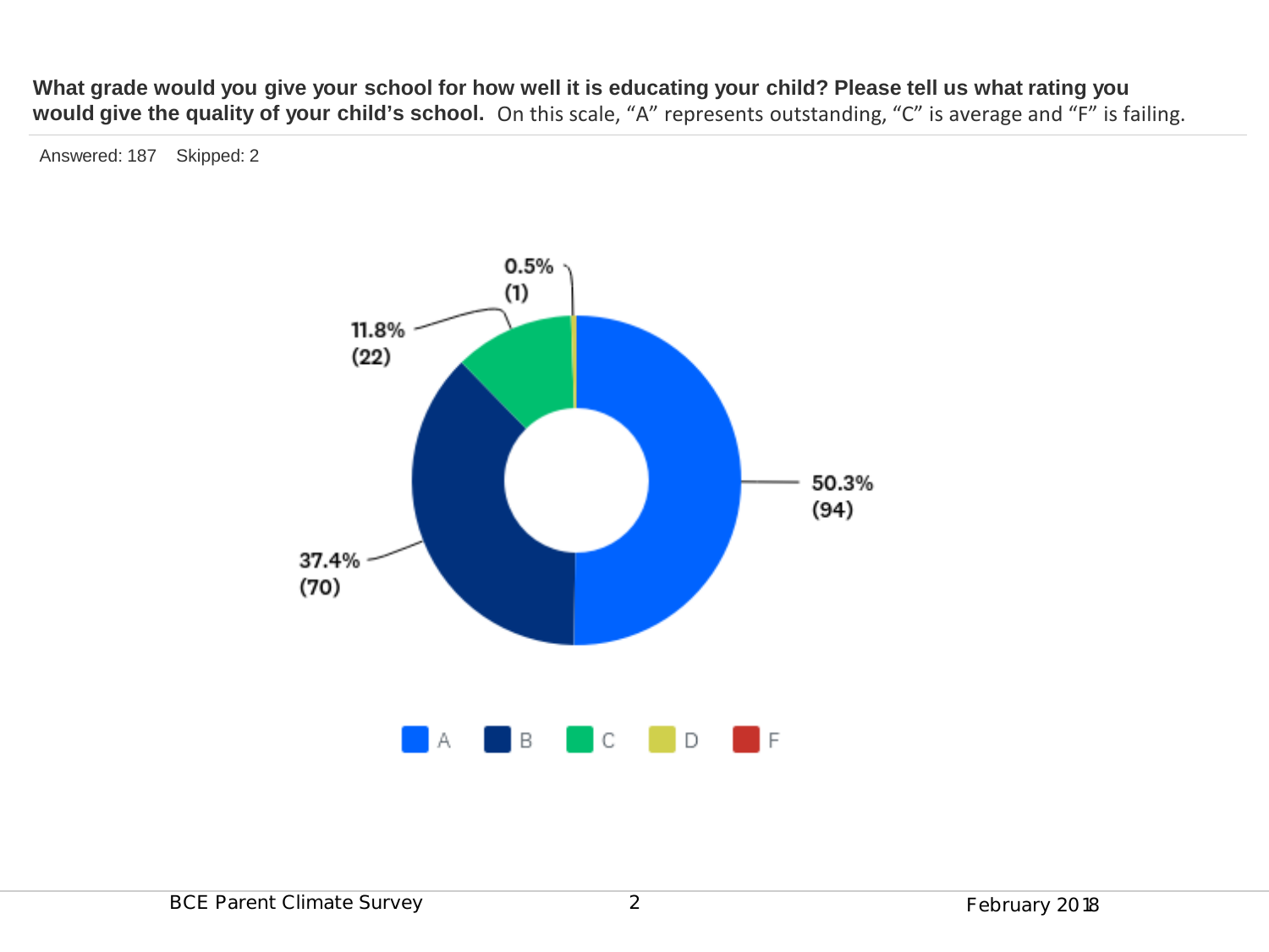**What grade would you give your school for how well it is educating your child? Please tell us what rating you would give the quality of your child's school.** On this scale, "A" represents outstanding, "C" is average and "F" is failing.

Answered: 187 Skipped: 2

| Grade | Percent | Count |
|---|---|---|
| A | 50.3% | 94 |
| B | 37.4% | 70 |
| C | 11.8% | 22 |
| D | 0.5% | 1 |
| F | | |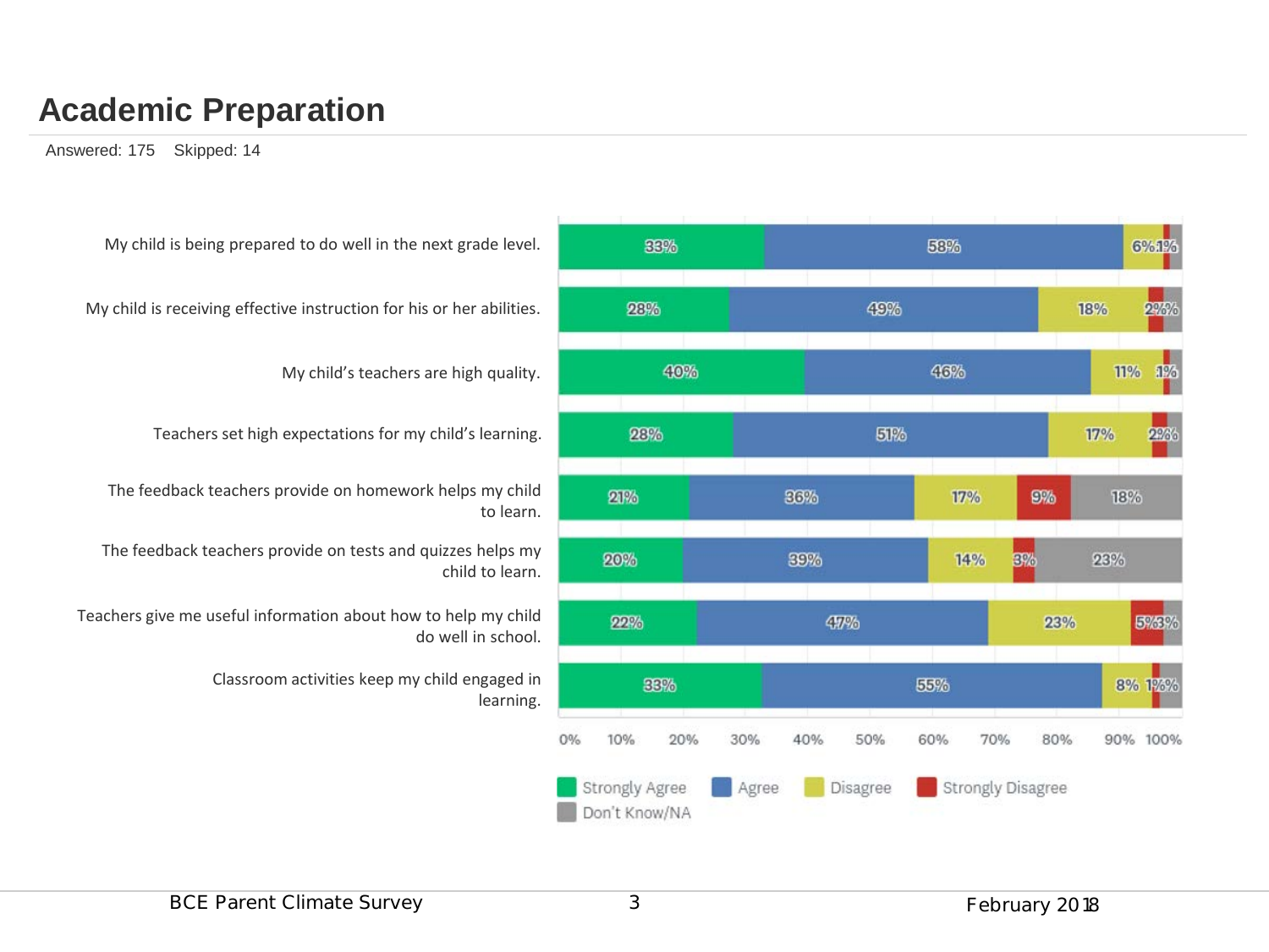## Academic Preparation

Answered: 175 Skipped: 14

| Statement | Strongly Agree | Agree | Disagree | Strongly Disagree | Don't Know/NA |
|---|---|---|---|---|---|
| My child is being prepared to do well in the next grade level. | 33% | 58% | 6% | 1% | |
| My child is receiving effective instruction for his or her abilities. | 28% | 49% | 18% | 2% | 3% |
| My child's teachers are high quality. | 40% | 46% | 11% | 1% | |
| Teachers set high expectations for my child's learning. | 28% | 51% | 17% | 2% | 2% |
| The feedback teachers provide on homework helps my child to learn. | 21% | 36% | 17% | 9% | 18% |
| The feedback teachers provide on tests and quizzes helps my child to learn. | 20% | 39% | 14% | 3% | 23% |
| Teachers give me useful information about how to help my child do well in school. | 22% | 47% | 23% | 5% | 3% |
| Classroom activities keep my child engaged in learning. | 33% | 55% | 8% | 1% | 3% |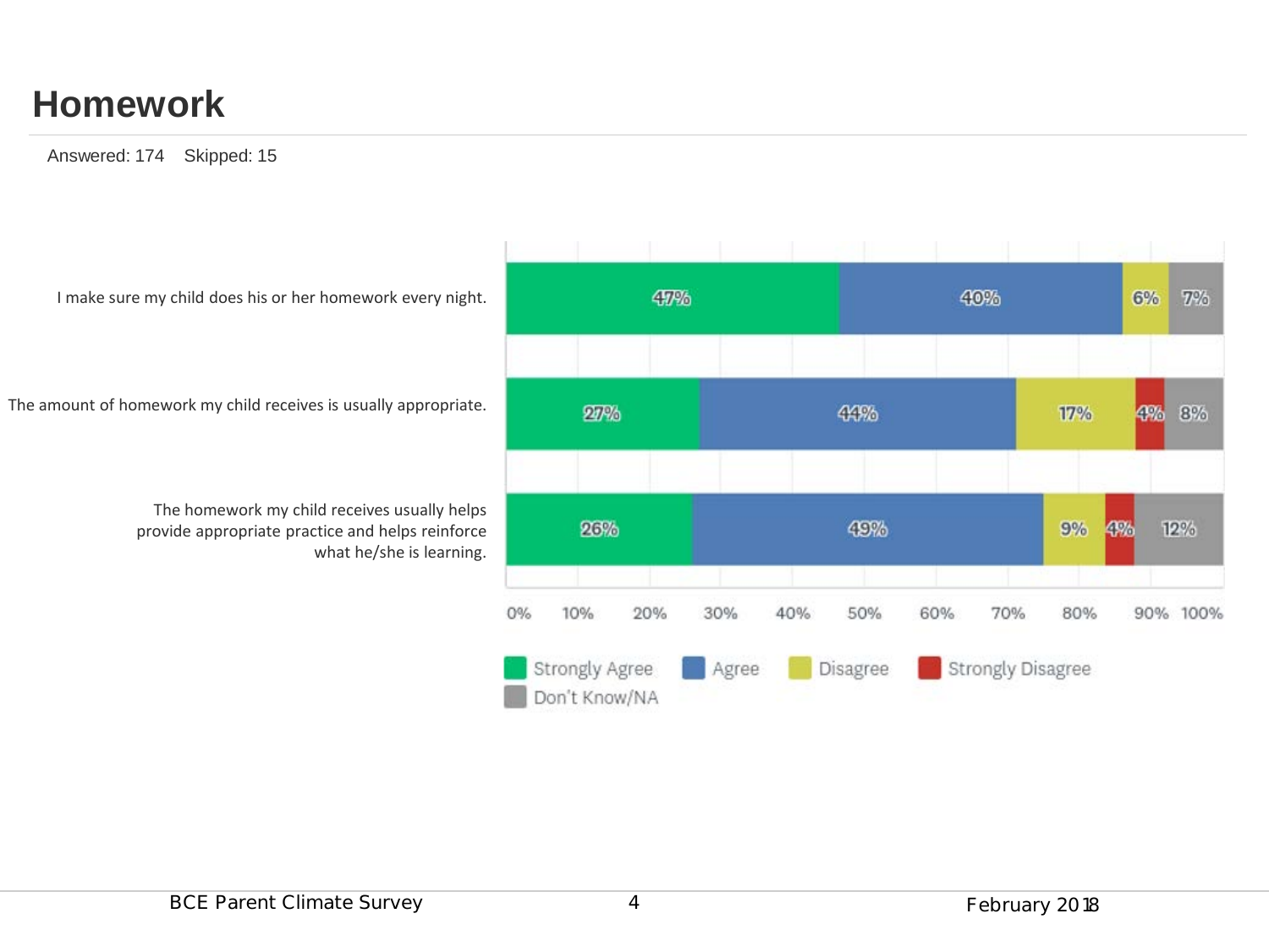# Homework

Answered: 174 Skipped: 15

| | Strongly Agree | Agree | Disagree | Strongly Disagree | Don't Know/NA |
|---|---|---|---|---|---|
| I make sure my child does his or her homework every night. | 47% | 40% | 6% | | 7% |
| The amount of homework my child receives is usually appropriate. | 27% | 44% | 17% | 4% | 8% |
| The homework my child receives usually helps provide appropriate practice and helps reinforce what he/she is learning. | 26% | 49% | 9% | 4% | 12% |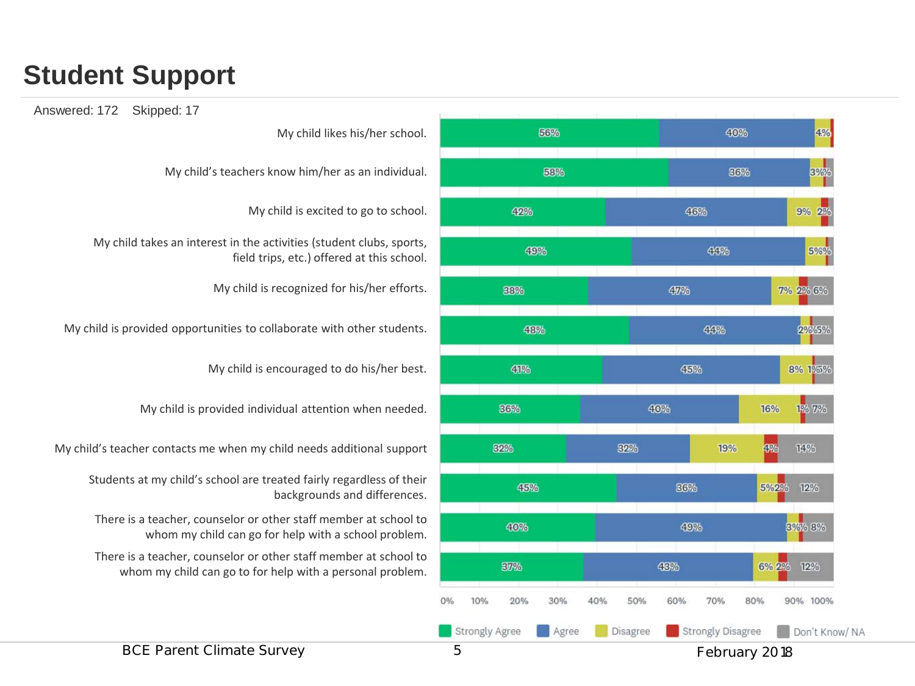# Student Support

Answered: 172  Skipped: 17

| Statement | Strongly Agree | Agree | Disagree | Strongly Disagree | Don't Know/ NA |
|---|---|---|---|---|---|
| My child likes his/her school. | 56% | 40% | 4% | | |
| My child's teachers know him/her as an individual. | 58% | 36% | 3% | % | |
| My child is excited to go to school. | 42% | 46% | 9% | 2% | |
| My child takes an interest in the activities (student clubs, sports, field trips, etc.) offered at this school. | 49% | 44% | 5% | % | |
| My child is recognized for his/her efforts. | 38% | 47% | 7% | 2% | 6% |
| My child is provided opportunities to collaborate with other students. | 48% | 44% | 2% | % | 5% |
| My child is encouraged to do his/her best. | 41% | 45% | 8% | 1% | 5% |
| My child is provided individual attention when needed. | 36% | 40% | 16% | 1% | 7% |
| My child's teacher contacts me when my child needs additional support | 32% | 32% | 19% | 4% | 14% |
| Students at my child's school are treated fairly regardless of their backgrounds and differences. | 45% | 36% | 5% | 2% | 12% |
| There is a teacher, counselor or other staff member at school to whom my child can go for help with a school problem. | 40% | 49% | 3% | % | 8% |
| There is a teacher, counselor or other staff member at school to whom my child can go to for help with a personal problem. | 37% | 43% | 6% | 2% | 12% |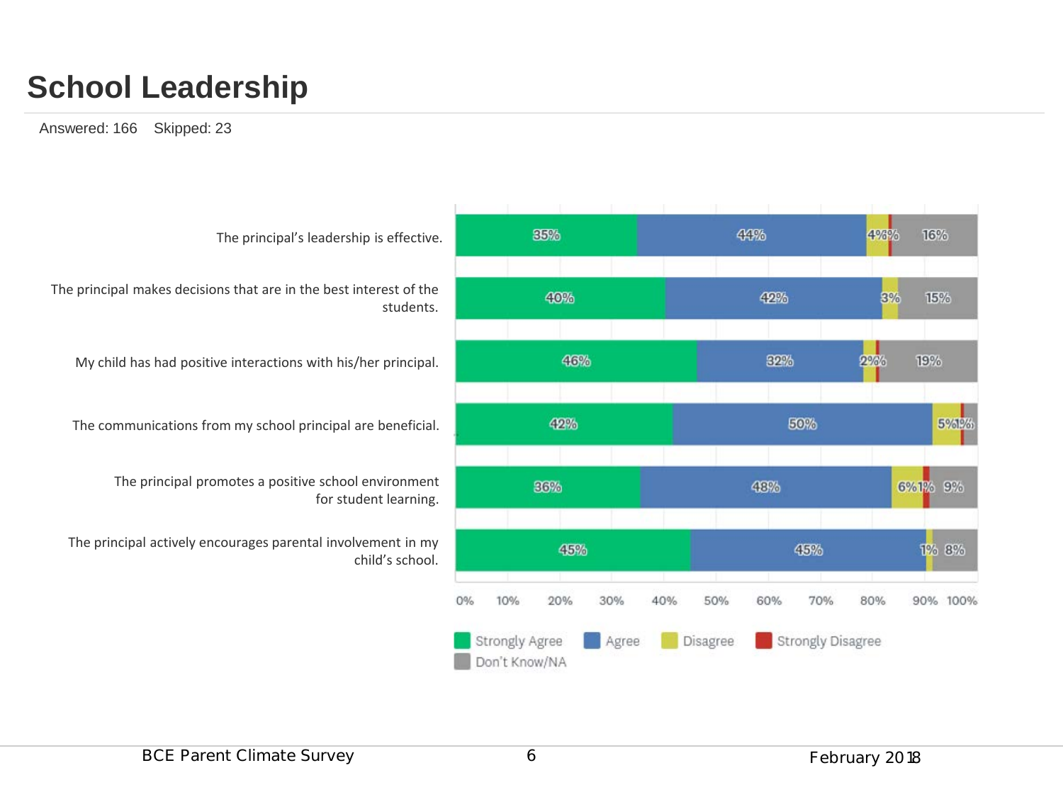# School Leadership

Answered: 166    Skipped: 23

| | Strongly Agree | Agree | Disagree | Strongly Disagree | Don't Know/NA |
|---|---|---|---|---|---|
| The principal's leadership is effective. | 35% | 44% | 4% | 1% | 16% |
| The principal makes decisions that are in the best interest of the students. | 40% | 42% | 3% | | 15% |
| My child has had positive interactions with his/her principal. | 46% | 32% | 2% | 1% | 19% |
| The communications from my school principal are beneficial. | 42% | 50% | 5% | 1% | 3% |
| The principal promotes a positive school environment for student learning. | 36% | 48% | 6% | 1% | 9% |
| The principal actively encourages parental involvement in my child's school. | 45% | 45% | 1% | | 8% |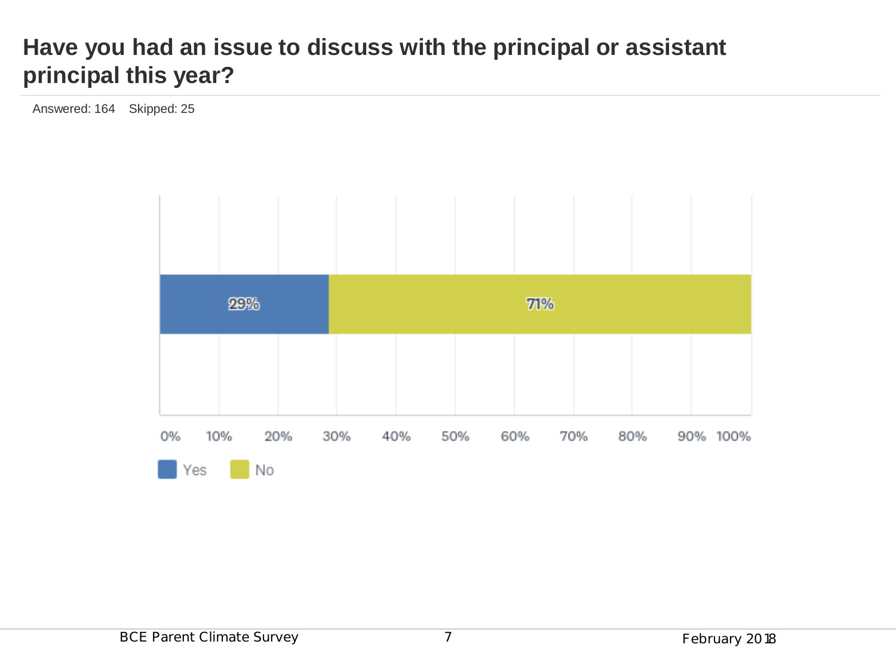# Have you had an issue to discuss with the principal or assistant principal this year?

Answered: 164    Skipped: 25

| Response | Percentage |
| --- | --- |
| Yes | 29% |
| No | 71% |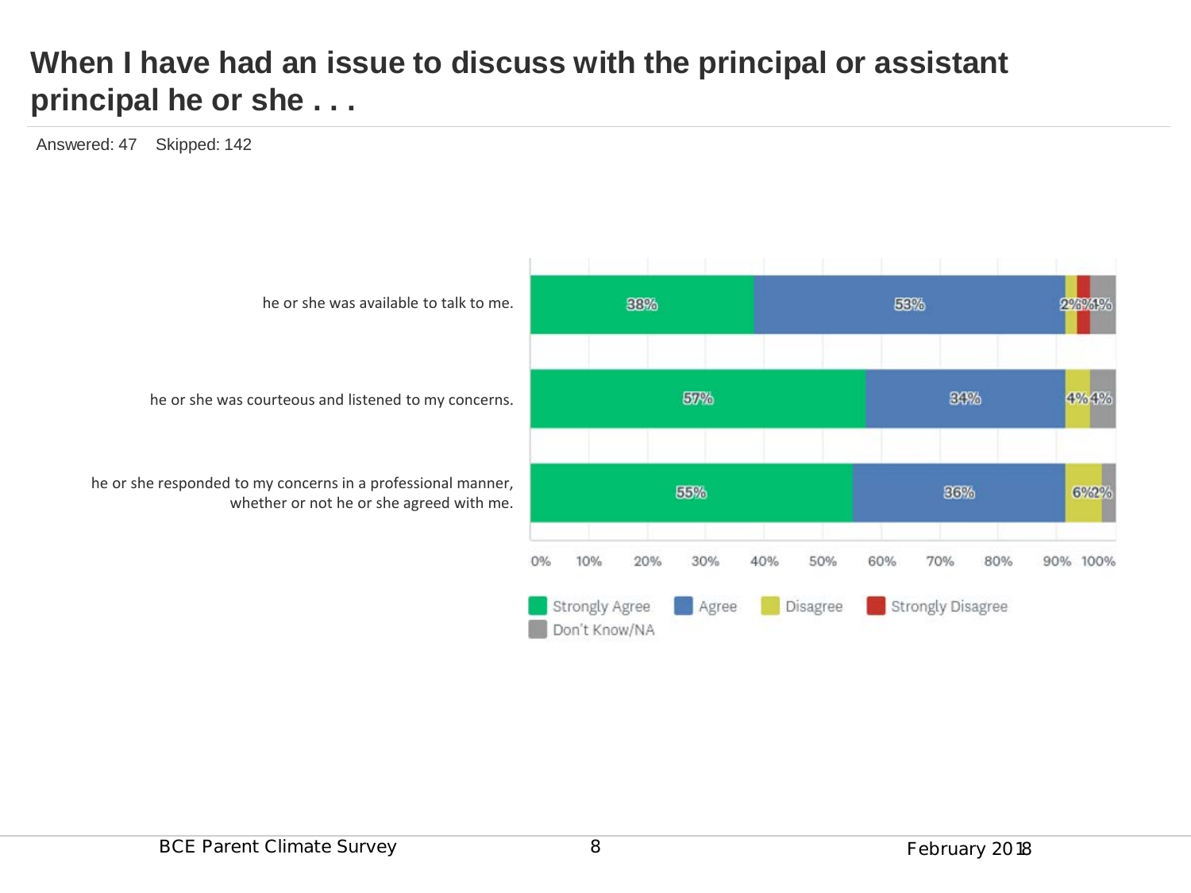# When I have had an issue to discuss with the principal or assistant principal he or she . . .

Answered: 47 Skipped: 142

| | Strongly Agree | Agree | Disagree | Strongly Disagree | Don't Know/NA |
|---|---|---|---|---|---|
| he or she was available to talk to me. | 38% | 53% | 2% | 2% | 4% |
| he or she was courteous and listened to my concerns. | 57% | 34% | 4% | | 4% |
| he or she responded to my concerns in a professional manner, whether or not he or she agreed with me. | 55% | 36% | 6% | | 2% |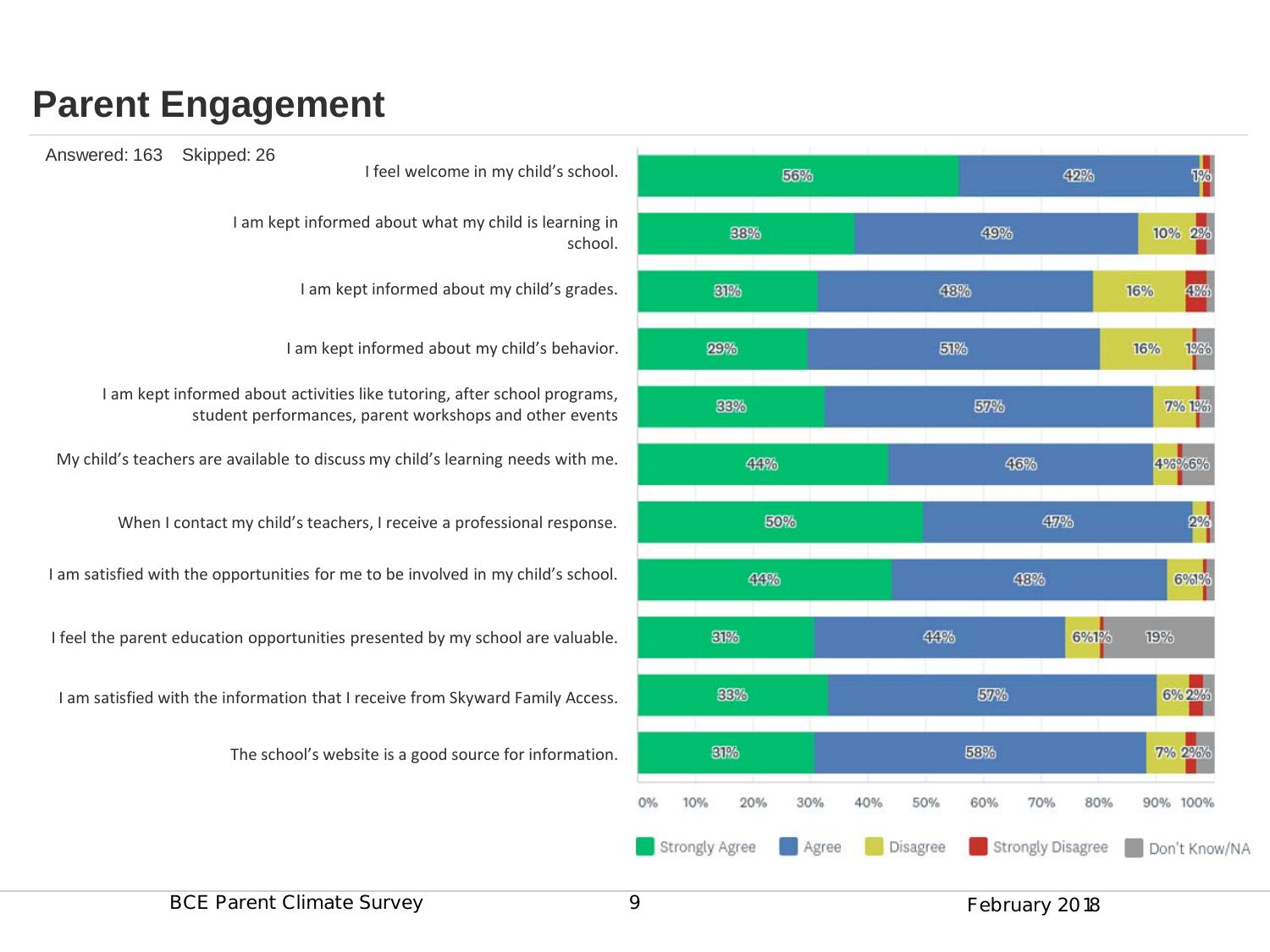# Parent Engagement

Answered: 163 Skipped: 26

| Statement | Strongly Agree | Agree | Disagree | Strongly Disagree | Don't Know/NA |
|---|---|---|---|---|---|
| I feel welcome in my child's school. | 56% | 42% | | 1% | |
| I am kept informed about what my child is learning in school. | 38% | 49% | 10% | 2% | |
| I am kept informed about my child's grades. | 31% | 48% | 16% | 4% | |
| I am kept informed about my child's behavior. | 29% | 51% | 16% | 1% | 3% |
| I am kept informed about activities like tutoring, after school programs, student performances, parent workshops and other events | 33% | 57% | 7% | 1% | |
| My child's teachers are available to discuss my child's learning needs with me. | 44% | 46% | 4% | 1% | 6% |
| When I contact my child's teachers, I receive a professional response. | 50% | 47% | 2% | | |
| I am satisfied with the opportunities for me to be involved in my child's school. | 44% | 48% | 6% | 1% | |
| I feel the parent education opportunities presented by my school are valuable. | 31% | 44% | 6% | 1% | 19% |
| I am satisfied with the information that I receive from Skyward Family Access. | 33% | 57% | 6% | 2% | |
| The school's website is a good source for information. | 31% | 58% | 7% | 2% | |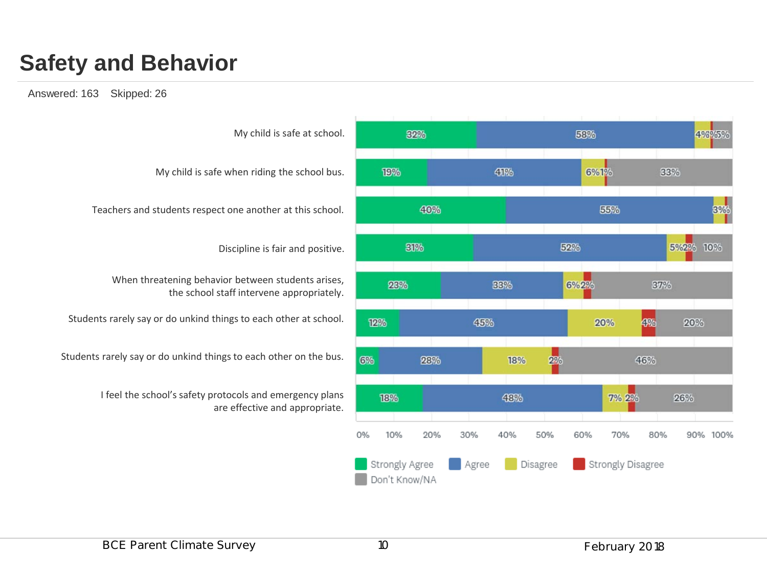# Safety and Behavior

Answered: 163    Skipped: 26

| Statement | Strongly Agree | Agree | Disagree | Strongly Disagree | Don't Know/NA |
|---|---|---|---|---|---|
| My child is safe at school. | 32% | 58% | 4% | % | 5% |
| My child is safe when riding the school bus. | 19% | 41% | 6% | 1% | 33% |
| Teachers and students respect one another at this school. | 40% | 55% | 3% | % | % |
| Discipline is fair and positive. | 31% | 52% | 5% | 2% | 10% |
| When threatening behavior between students arises, the school staff intervene appropriately. | 23% | 33% | 6% | 2% | 37% |
| Students rarely say or do unkind things to each other at school. | 12% | 45% | 20% | 4% | 20% |
| Students rarely say or do unkind things to each other on the bus. | 6% | 28% | 18% | 2% | 46% |
| I feel the school's safety protocols and emergency plans are effective and appropriate. | 18% | 48% | 7% | 2% | 26% |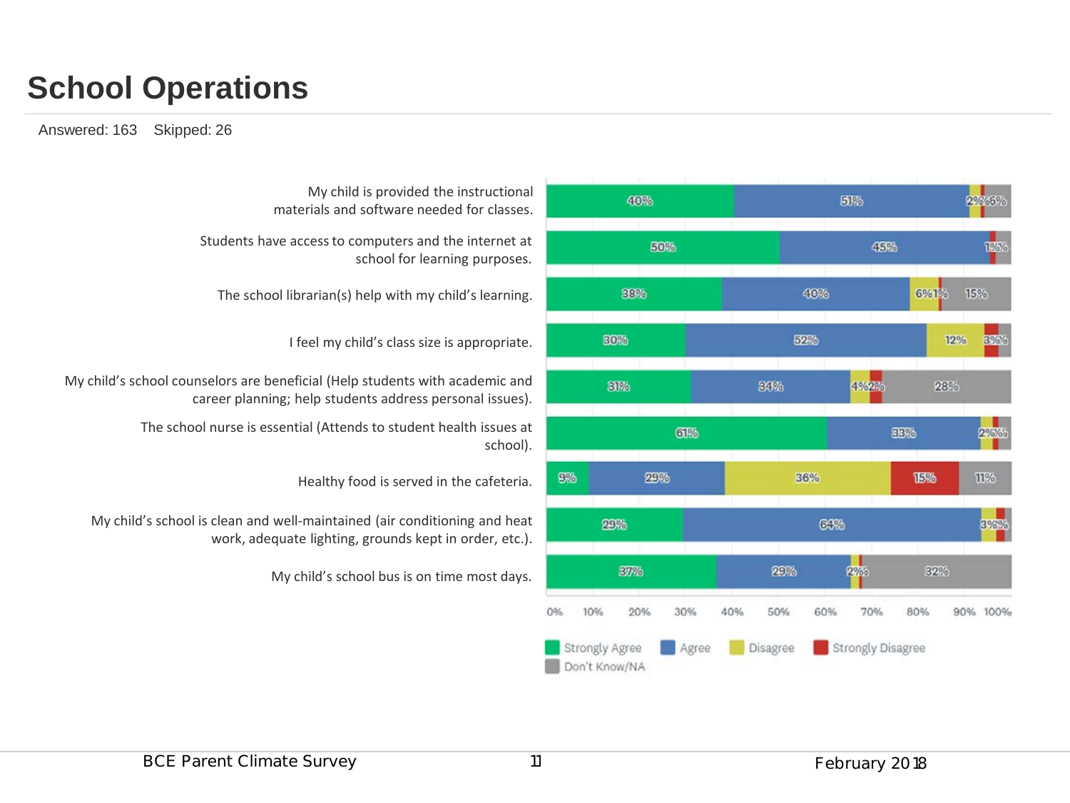# School Operations

Answered: 163    Skipped: 26

| | Strongly Agree | Agree | Disagree | Strongly Disagree | Don't Know/NA |
|---|---|---|---|---|---|
| My child is provided the instructional materials and software needed for classes. | 40% | 51% | 2% | 0% | 6% |
| Students have access to computers and the internet at school for learning purposes. | 50% | 45% | | 1% | 3% |
| The school librarian(s) help with my child's learning. | 38% | 40% | 6% | 1% | 15% |
| I feel my child's class size is appropriate. | 30% | 52% | 12% | 3% | 3% |
| My child's school counselors are beneficial (Help students with academic and career planning; help students address personal issues). | 31% | 34% | 4% | 2% | 28% |
| The school nurse is essential (Attends to student health issues at school). | 61% | 33% | 2% | 1% | 2% |
| Healthy food is served in the cafeteria. | 9% | 29% | 36% | 15% | 11% |
| My child's school is clean and well-maintained (air conditioning and heat work, adequate lighting, grounds kept in order, etc.). | 29% | 64% | 3% | 2% | 2% |
| My child's school bus is on time most days. | 37% | 29% | 2% | 0% | 32% |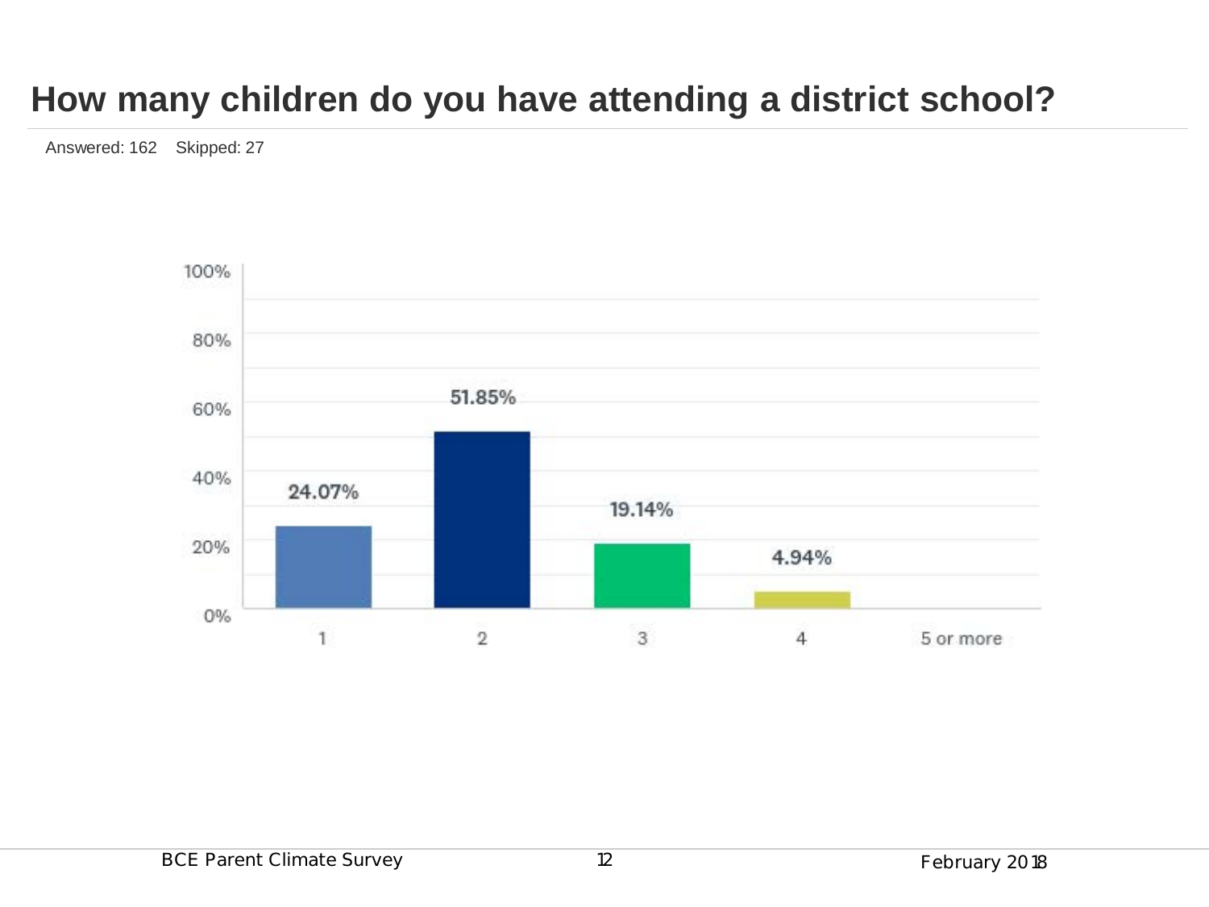# How many children do you have attending a district school?

Answered: 162 Skipped: 27

| Number of children | Percentage |
|---|---|
| 1 | 24.07% |
| 2 | 51.85% |
| 3 | 19.14% |
| 4 | 4.94% |
| 5 or more | |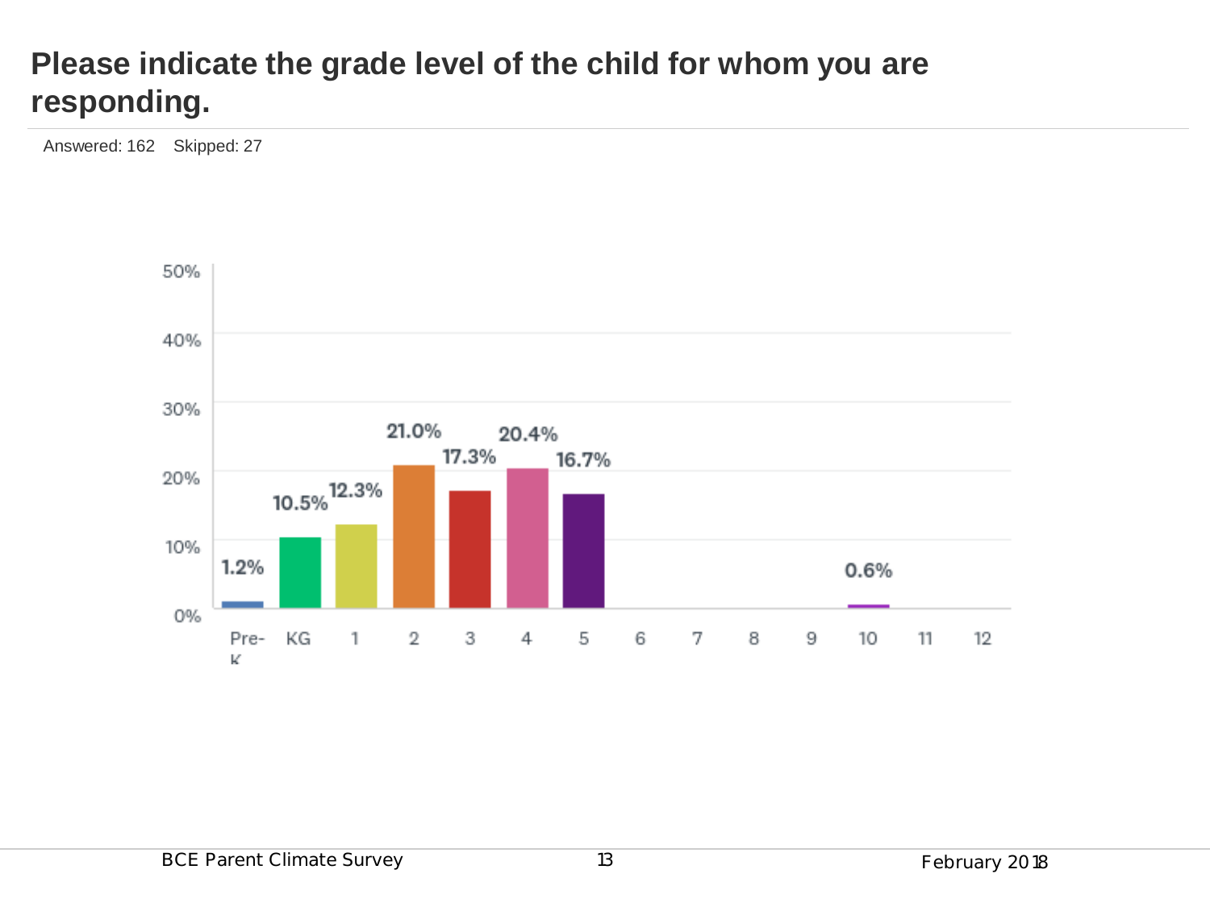## Please indicate the grade level of the child for whom you are responding.

Answered: 162 Skipped: 27

| Grade | Percentage |
| --- | --- |
| Pre-K | 1.2% |
| KG | 10.5% |
| 1 | 12.3% |
| 2 | 21.0% |
| 3 | 17.3% |
| 4 | 20.4% |
| 5 | 16.7% |
| 6 | |
| 7 | |
| 8 | |
| 9 | |
| 10 | 0.6% |
| 11 | |
| 12 | |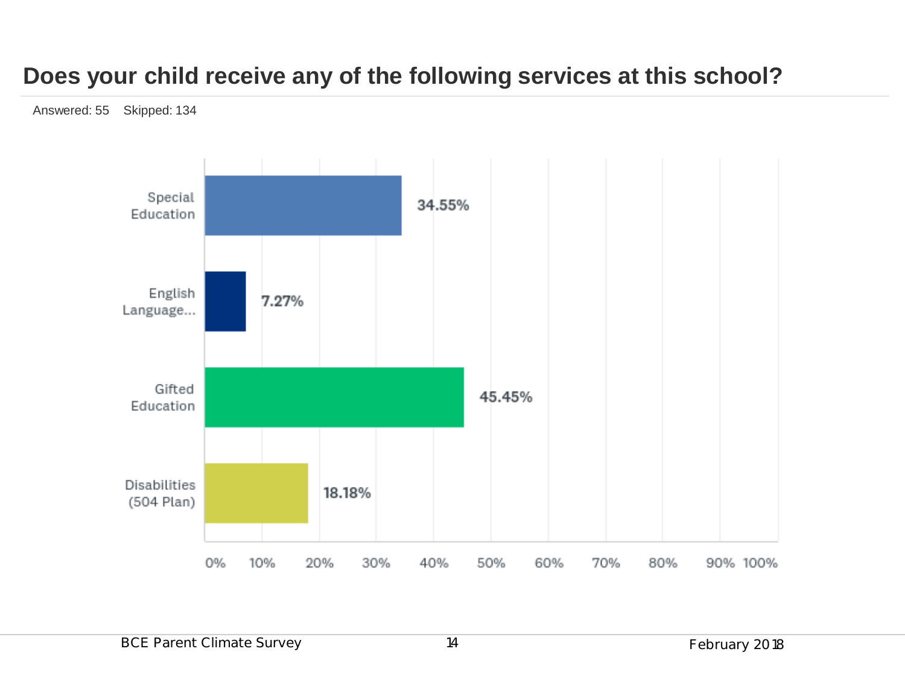# Does your child receive any of the following services at this school?

Answered: 55    Skipped: 134

| Service | Percentage |
|---|---|
| Special Education | 34.55% |
| English Language... | 7.27% |
| Gifted Education | 45.45% |
| Disabilities (504 Plan) | 18.18% |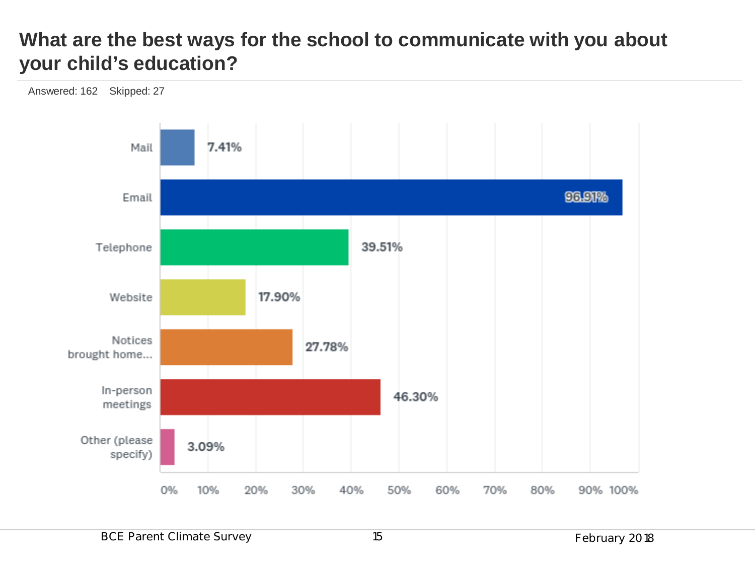## What are the best ways for the school to communicate with you about your child's education?

Answered: 162 Skipped: 27

Mail
7.41%

Email
96.91%

Telephone
39.51%

Website
17.90%

Notices brought home...
27.78%

In-person meetings
46.30%

Other (please specify)
3.09%

0% 10% 20% 30% 40% 50% 60% 70% 80% 90% 100%

BCE Parent Climate Survey

February 2018